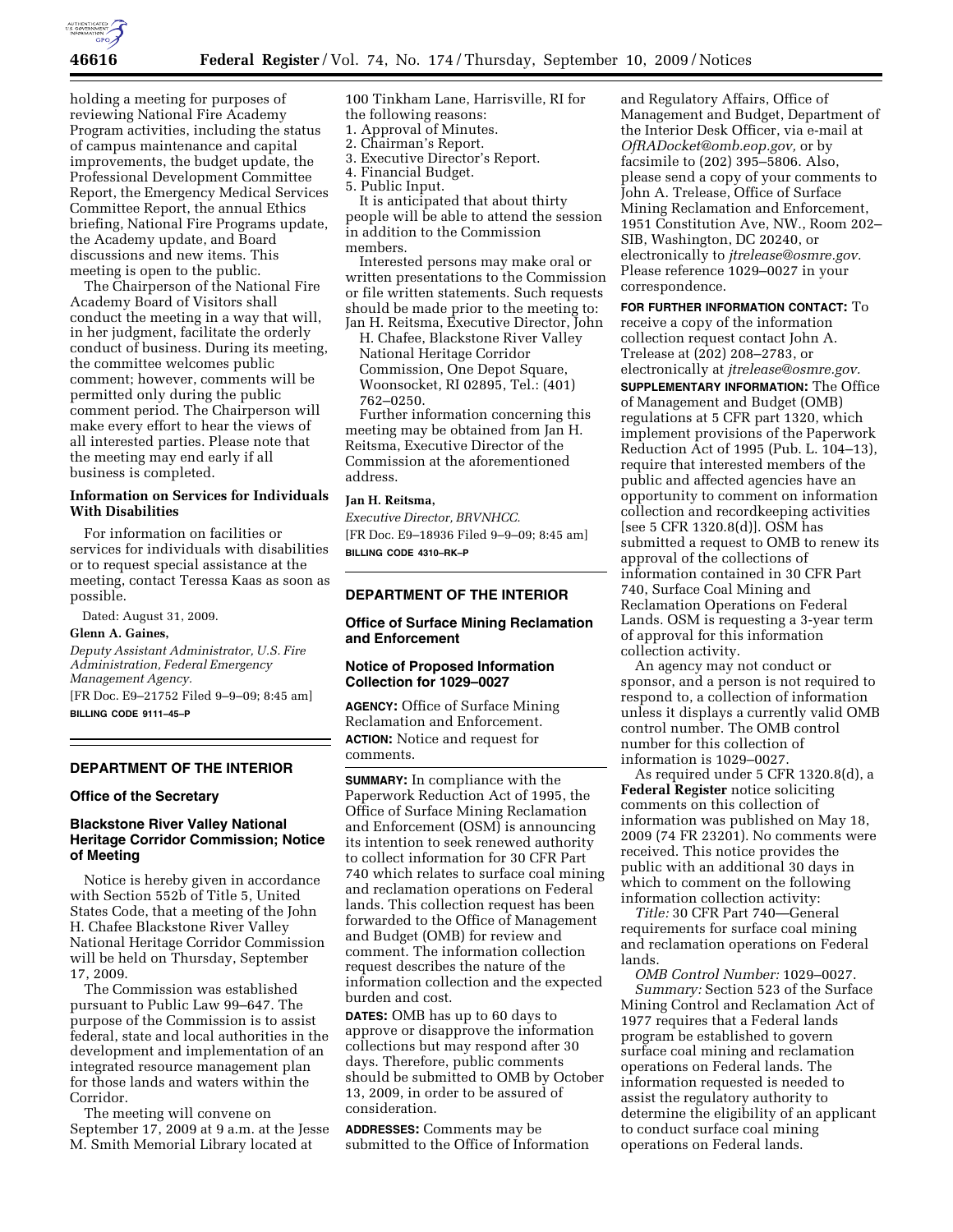holding a meeting for purposes of reviewing National Fire Academy Program activities, including the status of campus maintenance and capital improvements, the budget update, the Professional Development Committee Report, the Emergency Medical Services Committee Report, the annual Ethics briefing, National Fire Programs update, the Academy update, and Board discussions and new items. This meeting is open to the public.

The Chairperson of the National Fire Academy Board of Visitors shall conduct the meeting in a way that will, in her judgment, facilitate the orderly conduct of business. During its meeting, the committee welcomes public comment; however, comments will be permitted only during the public comment period. The Chairperson will make every effort to hear the views of all interested parties. Please note that the meeting may end early if all business is completed.

### Information on Services for Individuals With Disabilities

For information on facilities or services for individuals with disabilities or to request special assistance at the meeting, contact Teressa Kaas as soon as possible.

Dated: August 31, 2009.

**Glenn A. Gaines,**

*Deputy Assistant Administrator, U.S. Fire Administration, Federal Emergency Management Agency.*

[FR Doc. E9–21752 Filed 9–9–09; 8:45 am]

**BILLING CODE 9111–45–P**

---

## DEPARTMENT OF THE INTERIOR

### Office of the Secretary

### Blackstone River Valley National Heritage Corridor Commission; Notice of Meeting

Notice is hereby given in accordance with Section 552b of Title 5, United States Code, that a meeting of the John H. Chafee Blackstone River Valley National Heritage Corridor Commission will be held on Thursday, September 17, 2009.

The Commission was established pursuant to Public Law 99–647. The purpose of the Commission is to assist federal, state and local authorities in the development and implementation of an integrated resource management plan for those lands and waters within the Corridor.

The meeting will convene on September 17, 2009 at 9 a.m. at the Jesse M. Smith Memorial Library located at 100 Tinkham Lane, Harrisville, RI for the following reasons:

1. Approval of Minutes.
2. Chairman's Report.
3. Executive Director's Report.
4. Financial Budget.
5. Public Input.

It is anticipated that about thirty people will be able to attend the session in addition to the Commission members.

Interested persons may make oral or written presentations to the Commission or file written statements. Such requests should be made prior to the meeting to: Jan H. Reitsma, Executive Director, John H. Chafee, Blackstone River Valley National Heritage Corridor Commission, One Depot Square, Woonsocket, RI 02895, Tel.: (401) 762–0250.

Further information concerning this meeting may be obtained from Jan H. Reitsma, Executive Director of the Commission at the aforementioned address.

**Jan H. Reitsma,**

*Executive Director, BRVNHCC.*

[FR Doc. E9–18936 Filed 9–9–09; 8:45 am]

**BILLING CODE 4310–RK–P**

---

## DEPARTMENT OF THE INTERIOR

### Office of Surface Mining Reclamation and Enforcement

### Notice of Proposed Information Collection for 1029–0027

**AGENCY:** Office of Surface Mining Reclamation and Enforcement.

**ACTION:** Notice and request for comments.

**SUMMARY:** In compliance with the Paperwork Reduction Act of 1995, the Office of Surface Mining Reclamation and Enforcement (OSM) is announcing its intention to seek renewed authority to collect information for 30 CFR Part 740 which relates to surface coal mining and reclamation operations on Federal lands. This collection request has been forwarded to the Office of Management and Budget (OMB) for review and comment. The information collection request describes the nature of the information collection and the expected burden and cost.

**DATES:** OMB has up to 60 days to approve or disapprove the information collections but may respond after 30 days. Therefore, public comments should be submitted to OMB by October 13, 2009, in order to be assured of consideration.

**ADDRESSES:** Comments may be submitted to the Office of Information and Regulatory Affairs, Office of Management and Budget, Department of the Interior Desk Officer, via e-mail at *OfRADocket@omb.eop.gov,* or by facsimile to (202) 395–5806. Also, please send a copy of your comments to John A. Trelease, Office of Surface Mining Reclamation and Enforcement, 1951 Constitution Ave, NW., Room 202–SIB, Washington, DC 20240, or electronically to *jtrelease@osmre.gov.* Please reference 1029–0027 in your correspondence.

**FOR FURTHER INFORMATION CONTACT:** To receive a copy of the information collection request contact John A. Trelease at (202) 208–2783, or electronically at *jtrelease@osmre.gov.*

**SUPPLEMENTARY INFORMATION:** The Office of Management and Budget (OMB) regulations at 5 CFR part 1320, which implement provisions of the Paperwork Reduction Act of 1995 (Pub. L. 104–13), require that interested members of the public and affected agencies have an opportunity to comment on information collection and recordkeeping activities [see 5 CFR 1320.8(d)]. OSM has submitted a request to OMB to renew its approval of the collections of information contained in 30 CFR Part 740, Surface Coal Mining and Reclamation Operations on Federal Lands. OSM is requesting a 3-year term of approval for this information collection activity.

An agency may not conduct or sponsor, and a person is not required to respond to, a collection of information unless it displays a currently valid OMB control number. The OMB control number for this collection of information is 1029–0027.

As required under 5 CFR 1320.8(d), a **Federal Register** notice soliciting comments on this collection of information was published on May 18, 2009 (74 FR 23201). No comments were received. This notice provides the public with an additional 30 days in which to comment on the following information collection activity:

*Title:* 30 CFR Part 740—General requirements for surface coal mining and reclamation operations on Federal lands.

*OMB Control Number:* 1029–0027.

*Summary:* Section 523 of the Surface Mining Control and Reclamation Act of 1977 requires that a Federal lands program be established to govern surface coal mining and reclamation operations on Federal lands. The information requested is needed to assist the regulatory authority to determine the eligibility of an applicant to conduct surface coal mining operations on Federal lands.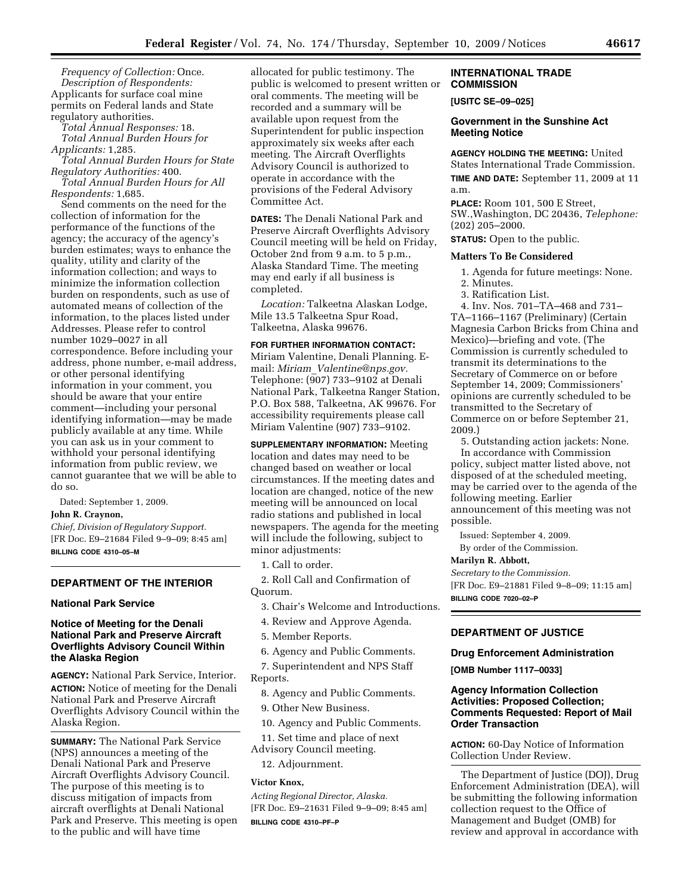*Frequency of Collection:* Once.

*Description of Respondents:* Applicants for surface coal mine permits on Federal lands and State regulatory authorities.

*Total Annual Responses:* 18.

*Total Annual Burden Hours for Applicants:* 1,285.

*Total Annual Burden Hours for State Regulatory Authorities:* 400.

*Total Annual Burden Hours for All Respondents:* 1,685.

Send comments on the need for the collection of information for the performance of the functions of the agency; the accuracy of the agency's burden estimates; ways to enhance the quality, utility and clarity of the information collection; and ways to minimize the information collection burden on respondents, such as use of automated means of collection of the information, to the places listed under Addresses. Please refer to control number 1029–0027 in all correspondence. Before including your address, phone number, e-mail address, or other personal identifying information in your comment, you should be aware that your entire comment—including your personal identifying information—may be made publicly available at any time. While you can ask us in your comment to withhold your personal identifying information from public review, we cannot guarantee that we will be able to do so.

Dated: September 1, 2009.

**John R. Craynon,**

*Chief, Division of Regulatory Support.*

[FR Doc. E9–21684 Filed 9–9–09; 8:45 am]

**BILLING CODE 4310–05–M**

## DEPARTMENT OF THE INTERIOR

### National Park Service

### Notice of Meeting for the Denali National Park and Preserve Aircraft Overflights Advisory Council Within the Alaska Region

**AGENCY:** National Park Service, Interior.

**ACTION:** Notice of meeting for the Denali National Park and Preserve Aircraft Overflights Advisory Council within the Alaska Region.

**SUMMARY:** The National Park Service (NPS) announces a meeting of the Denali National Park and Preserve Aircraft Overflights Advisory Council. The purpose of this meeting is to discuss mitigation of impacts from aircraft overflights at Denali National Park and Preserve. This meeting is open to the public and will have time allocated for public testimony. The public is welcomed to present written or oral comments. The meeting will be recorded and a summary will be available upon request from the Superintendent for public inspection approximately six weeks after each meeting. The Aircraft Overflights Advisory Council is authorized to operate in accordance with the provisions of the Federal Advisory Committee Act.

**DATES:** The Denali National Park and Preserve Aircraft Overflights Advisory Council meeting will be held on Friday, October 2nd from 9 a.m. to 5 p.m., Alaska Standard Time. The meeting may end early if all business is completed.

*Location:* Talkeetna Alaskan Lodge, Mile 13.5 Talkeetna Spur Road, Talkeetna, Alaska 99676.

**FOR FURTHER INFORMATION CONTACT:** Miriam Valentine, Denali Planning. E-mail: *Miriam_Valentine@nps.gov.* Telephone: (907) 733–9102 at Denali National Park, Talkeetna Ranger Station, P.O. Box 588, Talkeetna, AK 99676. For accessibility requirements please call Miriam Valentine (907) 733–9102.

**SUPPLEMENTARY INFORMATION:** Meeting location and dates may need to be changed based on weather or local circumstances. If the meeting dates and location are changed, notice of the new meeting will be announced on local radio stations and published in local newspapers. The agenda for the meeting will include the following, subject to minor adjustments:

1. Call to order.
2. Roll Call and Confirmation of Quorum.
3. Chair's Welcome and Introductions.
4. Review and Approve Agenda.
5. Member Reports.
6. Agency and Public Comments.
7. Superintendent and NPS Staff Reports.
8. Agency and Public Comments.
9. Other New Business.
10. Agency and Public Comments.
11. Set time and place of next Advisory Council meeting.
12. Adjournment.

**Victor Knox,**

*Acting Regional Director, Alaska.*

[FR Doc. E9–21631 Filed 9–9–09; 8:45 am]

**BILLING CODE 4310–PF–P**

## INTERNATIONAL TRADE COMMISSION

**[USITC SE–09–025]**

### Government in the Sunshine Act Meeting Notice

**AGENCY HOLDING THE MEETING:** United States International Trade Commission.

**TIME AND DATE:** September 11, 2009 at 11 a.m.

**PLACE:** Room 101, 500 E Street, SW.,Washington, DC 20436, *Telephone:* (202) 205–2000.

**STATUS:** Open to the public.

### Matters To Be Considered

1. Agenda for future meetings: None.
2. Minutes.
3. Ratification List.
4. Inv. Nos. 701–TA–468 and 731–TA–1166–1167 (Preliminary) (Certain Magnesia Carbon Bricks from China and Mexico)—briefing and vote. (The Commission is currently scheduled to transmit its determinations to the Secretary of Commerce on or before September 14, 2009; Commissioners' opinions are currently scheduled to be transmitted to the Secretary of Commerce on or before September 21, 2009.)
5. Outstanding action jackets: None.

In accordance with Commission policy, subject matter listed above, not disposed of at the scheduled meeting, may be carried over to the agenda of the following meeting. Earlier announcement of this meeting was not possible.

Issued: September 4, 2009.

By order of the Commission.

**Marilyn R. Abbott,**

*Secretary to the Commission.*

[FR Doc. E9–21881 Filed 9–8–09; 11:15 am]

**BILLING CODE 7020–02–P**

## DEPARTMENT OF JUSTICE

### Drug Enforcement Administration

**[OMB Number 1117–0033]**

### Agency Information Collection Activities: Proposed Collection; Comments Requested: Report of Mail Order Transaction

**ACTION:** 60-Day Notice of Information Collection Under Review.

The Department of Justice (DOJ), Drug Enforcement Administration (DEA), will be submitting the following information collection request to the Office of Management and Budget (OMB) for review and approval in accordance with